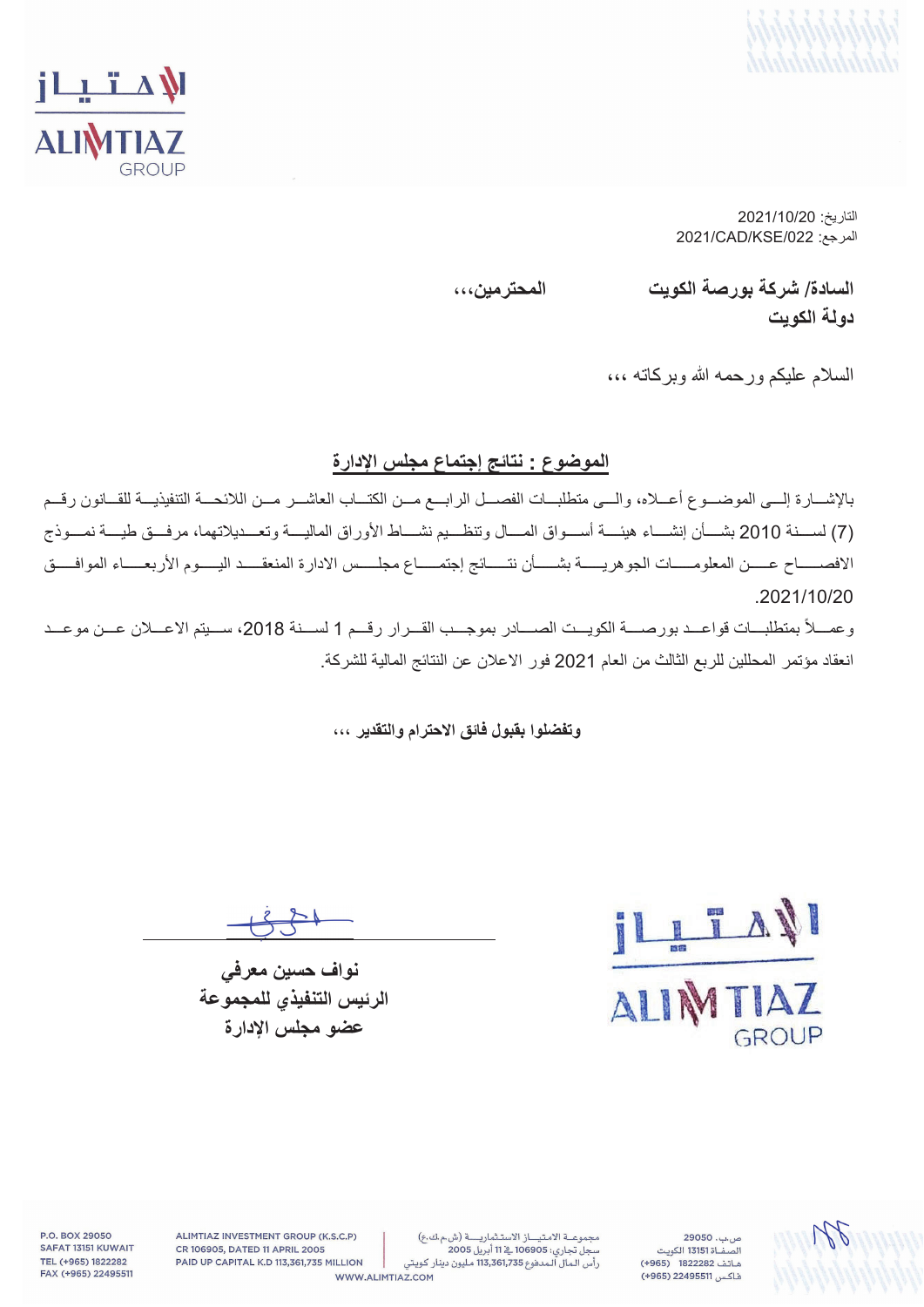التاريخ: 2021/10/20
المرجع: 2021/CAD/KSE/022

**السادة/ شركة بورصة الكويت** **المحترمين،،،**
**دولة الكويت**

السلام عليكم ورحمه الله وبركاته ،،،

## الموضوع : نتائج إجتماع مجلس الإدارة

بالإشارة إلى الموضوع أعلاه، والى متطلبات الفصل الرابع من الكتاب العاشر من اللائحة التنفيذية للقانون رقم (7) لسنة 2010 بشأن إنشاء هيئة أسواق المال وتنظيم نشاط الأوراق المالية وتعديلاتهما، مرفق طية نموذج الافصاح عن المعلومات الجوهرية بشأن نتائج إجتماع مجلس الادارة المنعقد اليوم الأربعاء الموافق 2021/10/20.

وعملاً بمتطلبات قواعد بورصة الكويت الصادر بموجب القرار رقم 1 لسنة 2018، سيتم الاعلان عن موعد انعقاد مؤتمر المحللين للربع الثالث من العام 2021 فور الاعلان عن النتائج المالية للشركة.

**وتفضلوا بقبول فائق الاحترام والتقدير ،،،**

**نواف حسين معرفي**
**الرئيس التنفيذي للمجموعة**
**عضو مجلس الإدارة**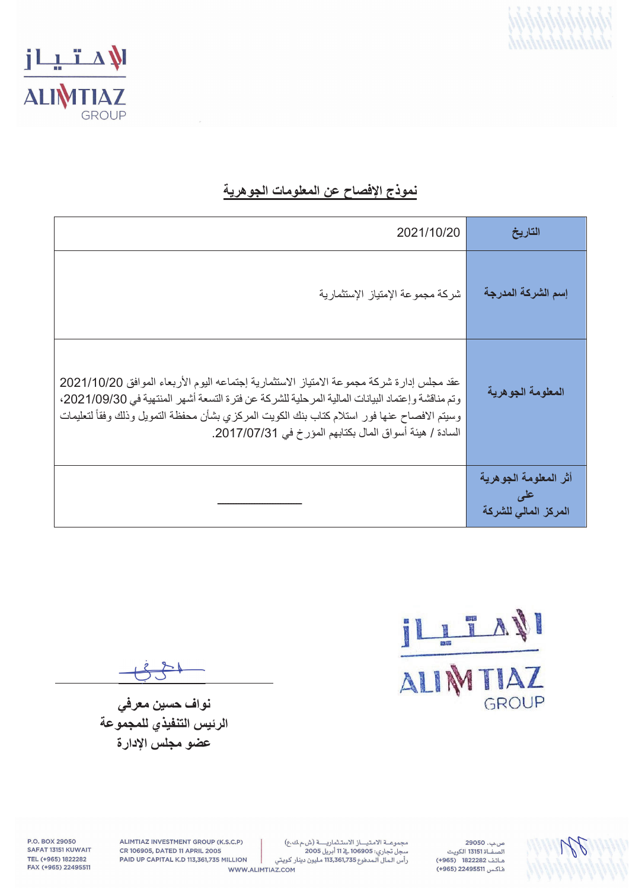## نموذج الإفصاح عن المعلومات الجوهرية

| التاريخ | 2021/10/20 |
|---|---|
| إسم الشركة المدرجة | شركة مجموعة الإمتياز الإستثمارية |
| المعلومة الجوهرية | عقد مجلس إدارة شركة مجموعة الامتياز الاستثمارية إجتماعه اليوم الأربعاء الموافق 2021/10/20 وتم مناقشة وإعتماد البيانات المالية المرحلية للشركة عن فترة التسعة أشهر المنتهية في 2021/09/30، وسيتم الافصاح عنها فور استلام كتاب بنك الكويت المركزي بشأن محفظة التمويل وذلك وفقاً لتعليمات السادة / هيئة أسواق المال بكتابهم المؤرخ في 2017/07/31. |
| أثر المعلومة الجوهرية على المركز المالي للشركة | ــــــــــــ |

**نواف حسين معرفي**
**الرئيس التنفيذي للمجموعة**
**عضو مجلس الإدارة**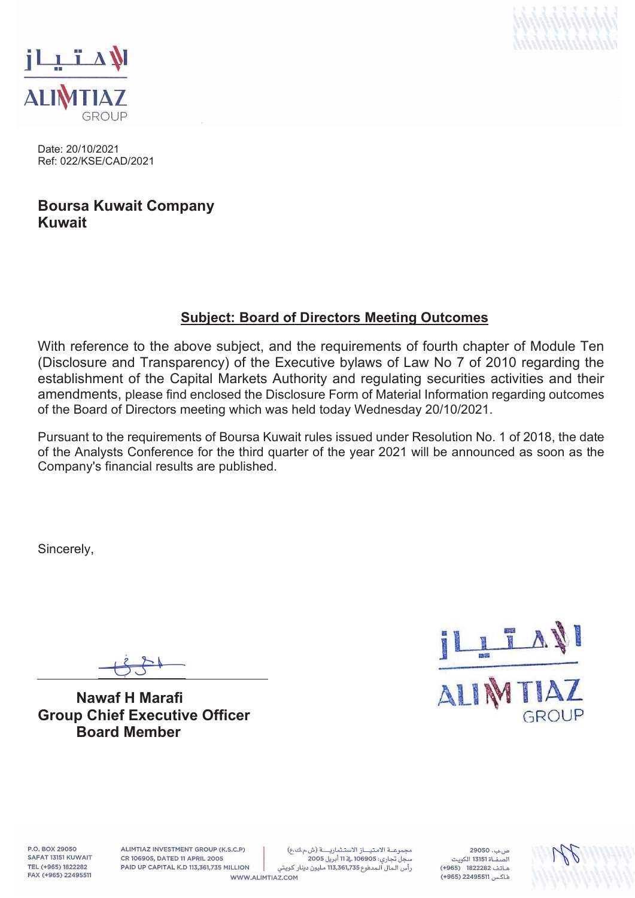Date: 20/10/2021
Ref: 022/KSE/CAD/2021

**Boursa Kuwait Company**
**Kuwait**

**Subject: Board of Directors Meeting Outcomes**

With reference to the above subject, and the requirements of fourth chapter of Module Ten (Disclosure and Transparency) of the Executive bylaws of Law No 7 of 2010 regarding the establishment of the Capital Markets Authority and regulating securities activities and their amendments, please find enclosed the Disclosure Form of Material Information regarding outcomes of the Board of Directors meeting which was held today Wednesday 20/10/2021.

Pursuant to the requirements of Boursa Kuwait rules issued under Resolution No. 1 of 2018, the date of the Analysts Conference for the third quarter of the year 2021 will be announced as soon as the Company's financial results are published.

Sincerely,

**Nawaf H Marafi**
**Group Chief Executive Officer**
**Board Member**

P.O. BOX 29050
SAFAT 13151 KUWAIT
TEL (+965) 1822282
FAX (+965) 22495511

ALIMTIAZ INVESTMENT GROUP (K.S.C.P)
CR 106905, DATED 11 APRIL 2005
PAID UP CAPITAL K.D 113,361,735 MILLION

مجموعة الامتياز الاستثمارية (ش.م.ك.ع)
سجل تجاري: 106905 في 11 أبريل 2005
رأس المال المدفوع 113,361,735 مليون دينار كويتي

ص.ب. 29050
الصفاة 13151 الكويت
هاتف 1822282 (+965)
فاكس 22495511 (+965)

WWW.ALIMTIAZ.COM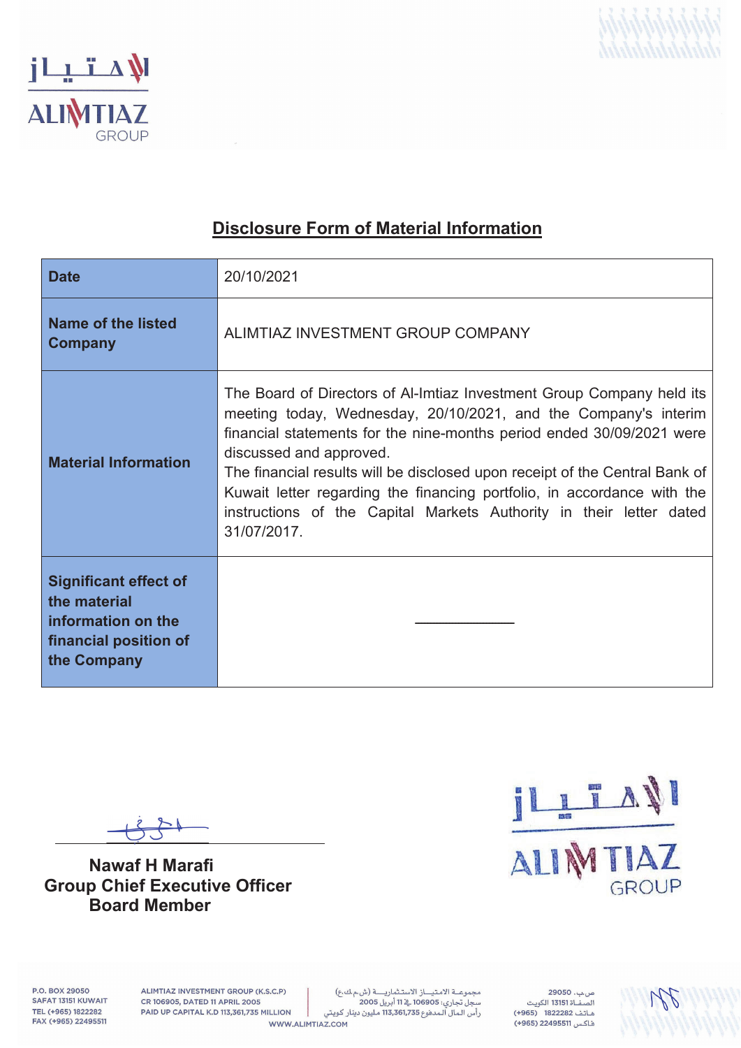## Disclosure Form of Material Information

| | |
|---|---|
| **Date** | 20/10/2021 |
| **Name of the listed Company** | ALIMTIAZ INVESTMENT GROUP COMPANY |
| **Material Information** | The Board of Directors of Al-Imtiaz Investment Group Company held its meeting today, Wednesday, 20/10/2021, and the Company's interim financial statements for the nine-months period ended 30/09/2021 were discussed and approved. The financial results will be disclosed upon receipt of the Central Bank of Kuwait letter regarding the financing portfolio, in accordance with the instructions of the Capital Markets Authority in their letter dated 31/07/2017. |
| **Significant effect of the material information on the financial position of the Company** | ———— |

**Nawaf H Marafi**
**Group Chief Executive Officer**
**Board Member**